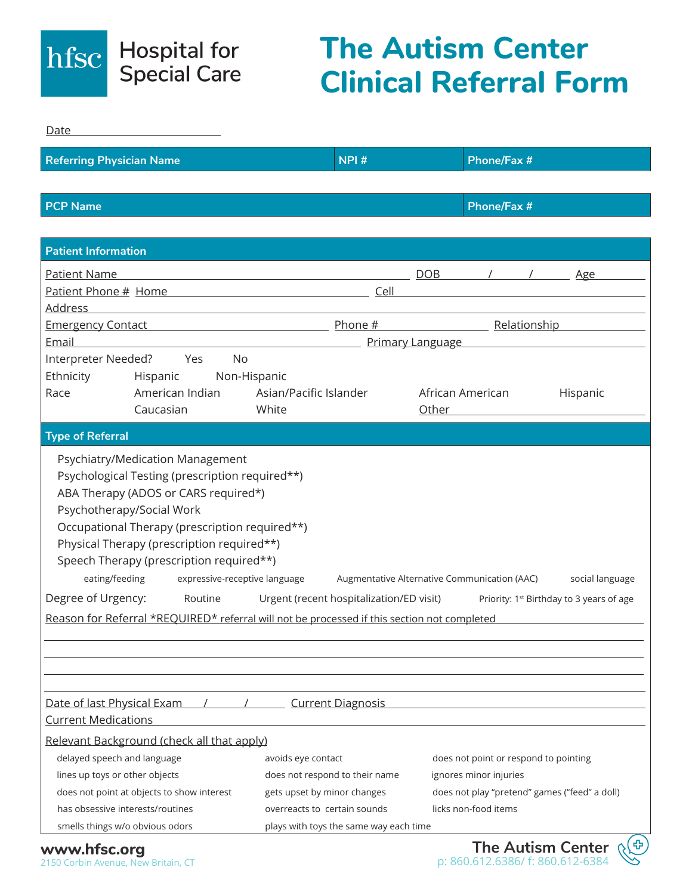Hospital for Special Care

# The Autism Center Clinical Referral Form

Date ____________________

| Referring Physician Name | NPI # | Phone/Fax # |
|---|---|---|

| PCP Name | Phone/Fax # |
|---|---|

## Patient Information

Patient Name ____________________ DOB ___ / ___ / ___ Age ______

Patient Phone # Home ____________________ Cell ____________________

Address ____________________

Emergency Contact ____________________ Phone # ______________ Relationship ______________

Email ____________________ Primary Language ____________________

Interpreter Needed? Yes No

Ethnicity Hispanic Non-Hispanic

Race American Indian Asian/Pacific Islander African American Hispanic Caucasian White Other ______________

## Type of Referral

- Psychiatry/Medication Management
- Psychological Testing (prescription required**)
- ABA Therapy (ADOS or CARS required*)
- Psychotherapy/Social Work
- Occupational Therapy (prescription required**)
- Physical Therapy (prescription required**)
- Speech Therapy (prescription required**)
  - eating/feeding
  - expressive-receptive language
  - Augmentative Alternative Communication (AAC)
  - social language

Degree of Urgency: Routine Urgent (recent hospitalization/ED visit) Priority: 1st Birthday to 3 years of age

Reason for Referral *REQUIRED* referral will not be processed if this section not completed

____________________

____________________

____________________

____________________

Date of last Physical Exam ___ / ___ / ___ Current Diagnosis ____________________

Current Medications ____________________

Relevant Background (check all that apply)

- delayed speech and language
- avoids eye contact
- does not point or respond to pointing
- lines up toys or other objects
- does not respond to their name
- ignores minor injuries
- does not point at objects to show interest
- gets upset by minor changes
- does not play "pretend" games ("feed" a doll)
- has obsessive interests/routines
- overreacts to certain sounds
- licks non-food items
- smells things w/o obvious odors
- plays with toys the same way each time

www.hfsc.org
2150 Corbin Avenue, New Britain, CT

The Autism Center
p: 860.612.6386/ f: 860.612-6384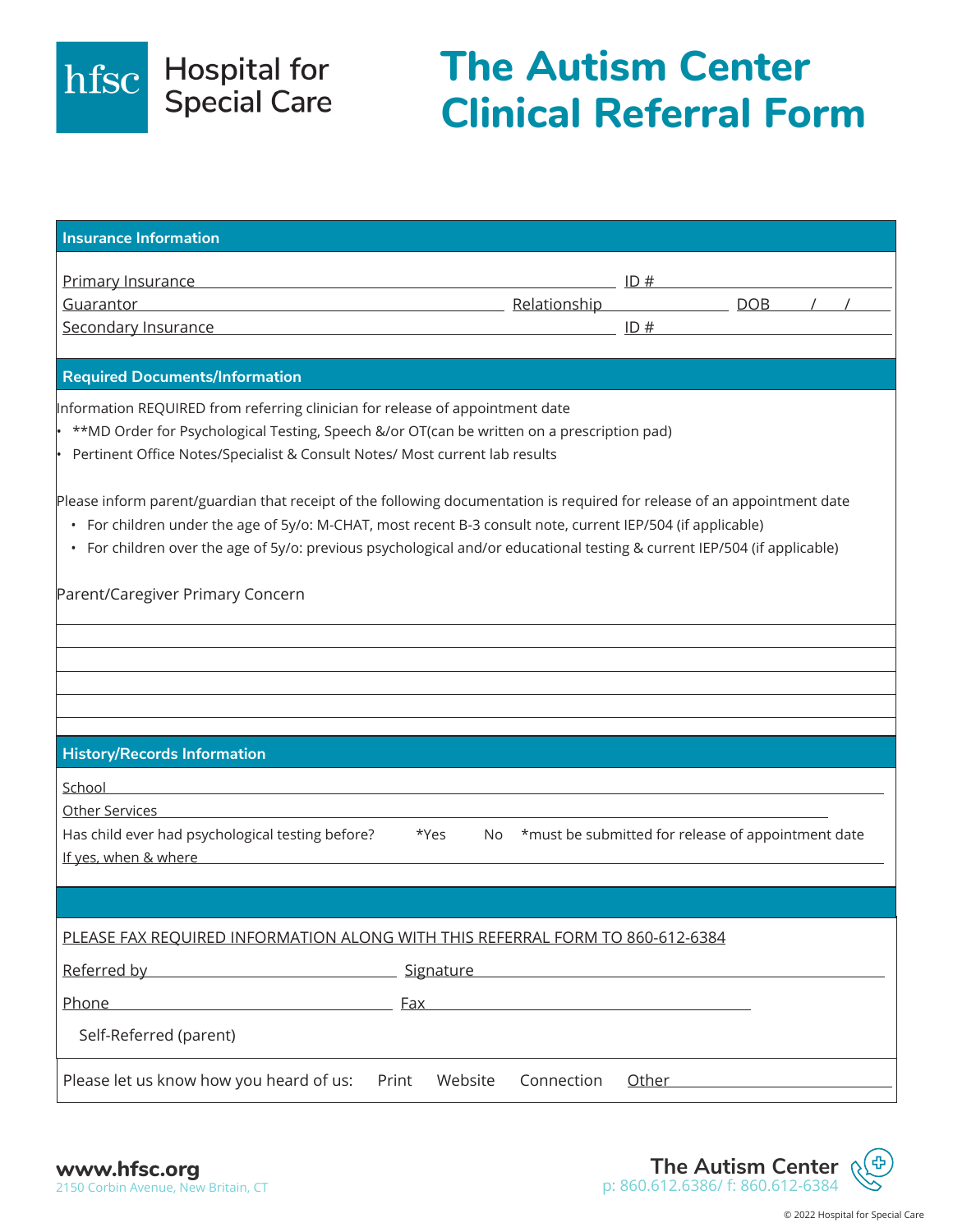Hospital for Special Care

# The Autism Center Clinical Referral Form

## Insurance Information

Primary Insurance ______________________ ID # ______________________

Guarantor ______________________ Relationship ______________________ DOB ___ / ___ / ___

Secondary Insurance ______________________ ID # ______________________

## Required Documents/Information

Information REQUIRED from referring clinician for release of appointment date

- **MD Order for Psychological Testing, Speech &/or OT(can be written on a prescription pad)
- Pertinent Office Notes/Specialist & Consult Notes/ Most current lab results

Please inform parent/guardian that receipt of the following documentation is required for release of an appointment date

- For children under the age of 5y/o: M-CHAT, most recent B-3 consult note, current IEP/504 (if applicable)
- For children over the age of 5y/o: previous psychological and/or educational testing & current IEP/504 (if applicable)

Parent/Caregiver Primary Concern

______________________

______________________

______________________

______________________

## History/Records Information

School ______________________

Other Services ______________________

Has child ever had psychological testing before? *Yes No *must be submitted for release of appointment date

If yes, when & where ______________________

PLEASE FAX REQUIRED INFORMATION ALONG WITH THIS REFERRAL FORM TO 860-612-6384

Referred by ______________________ Signature ______________________

Phone ______________________ Fax ______________________

Self-Referred (parent)

Please let us know how you heard of us: Print Website Connection Other ______________________

**www.hfsc.org**
2150 Corbin Avenue, New Britain, CT

**The Autism Center**
p: 860.612.6386/ f: 860.612-6384

© 2022 Hospital for Special Care